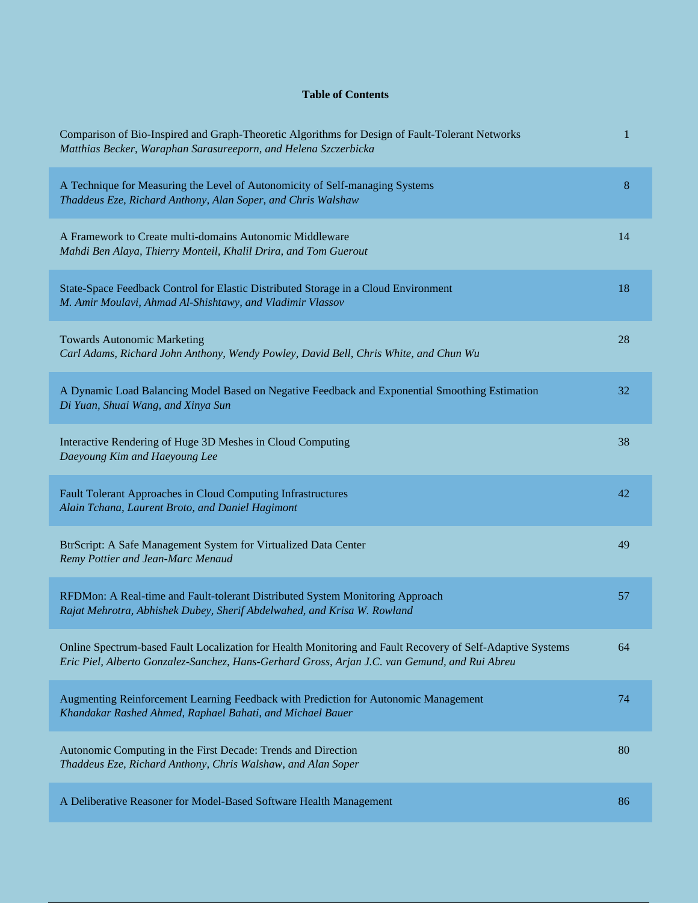**Table of Contents**

| Title / Authors | Page |
|---|---|
| Comparison of Bio-Inspired and Graph-Theoretic Algorithms for Design of Fault-Tolerant Networks<br>*Matthias Becker, Waraphan Sarasureeporn, and Helena Szczerbicka* | 1 |
| A Technique for Measuring the Level of Autonomicity of Self-managing Systems<br>*Thaddeus Eze, Richard Anthony, Alan Soper, and Chris Walshaw* | 8 |
| A Framework to Create multi-domains Autonomic Middleware<br>*Mahdi Ben Alaya, Thierry Monteil, Khalil Drira, and Tom Guerout* | 14 |
| State-Space Feedback Control for Elastic Distributed Storage in a Cloud Environment<br>*M. Amir Moulavi, Ahmad Al-Shishtawy, and Vladimir Vlassov* | 18 |
| Towards Autonomic Marketing<br>*Carl Adams, Richard John Anthony, Wendy Powley, David Bell, Chris White, and Chun Wu* | 28 |
| A Dynamic Load Balancing Model Based on Negative Feedback and Exponential Smoothing Estimation<br>*Di Yuan, Shuai Wang, and Xinya Sun* | 32 |
| Interactive Rendering of Huge 3D Meshes in Cloud Computing<br>*Daeyoung Kim and Haeyoung Lee* | 38 |
| Fault Tolerant Approaches in Cloud Computing Infrastructures<br>*Alain Tchana, Laurent Broto, and Daniel Hagimont* | 42 |
| BtrScript: A Safe Management System for Virtualized Data Center<br>*Remy Pottier and Jean-Marc Menaud* | 49 |
| RFDMon: A Real-time and Fault-tolerant Distributed System Monitoring Approach<br>*Rajat Mehrotra, Abhishek Dubey, Sherif Abdelwahed, and Krisa W. Rowland* | 57 |
| Online Spectrum-based Fault Localization for Health Monitoring and Fault Recovery of Self-Adaptive Systems<br>*Eric Piel, Alberto Gonzalez-Sanchez, Hans-Gerhard Gross, Arjan J.C. van Gemund, and Rui Abreu* | 64 |
| Augmenting Reinforcement Learning Feedback with Prediction for Autonomic Management<br>*Khandakar Rashed Ahmed, Raphael Bahati, and Michael Bauer* | 74 |
| Autonomic Computing in the First Decade: Trends and Direction<br>*Thaddeus Eze, Richard Anthony, Chris Walshaw, and Alan Soper* | 80 |
| A Deliberative Reasoner for Model-Based Software Health Management | 86 |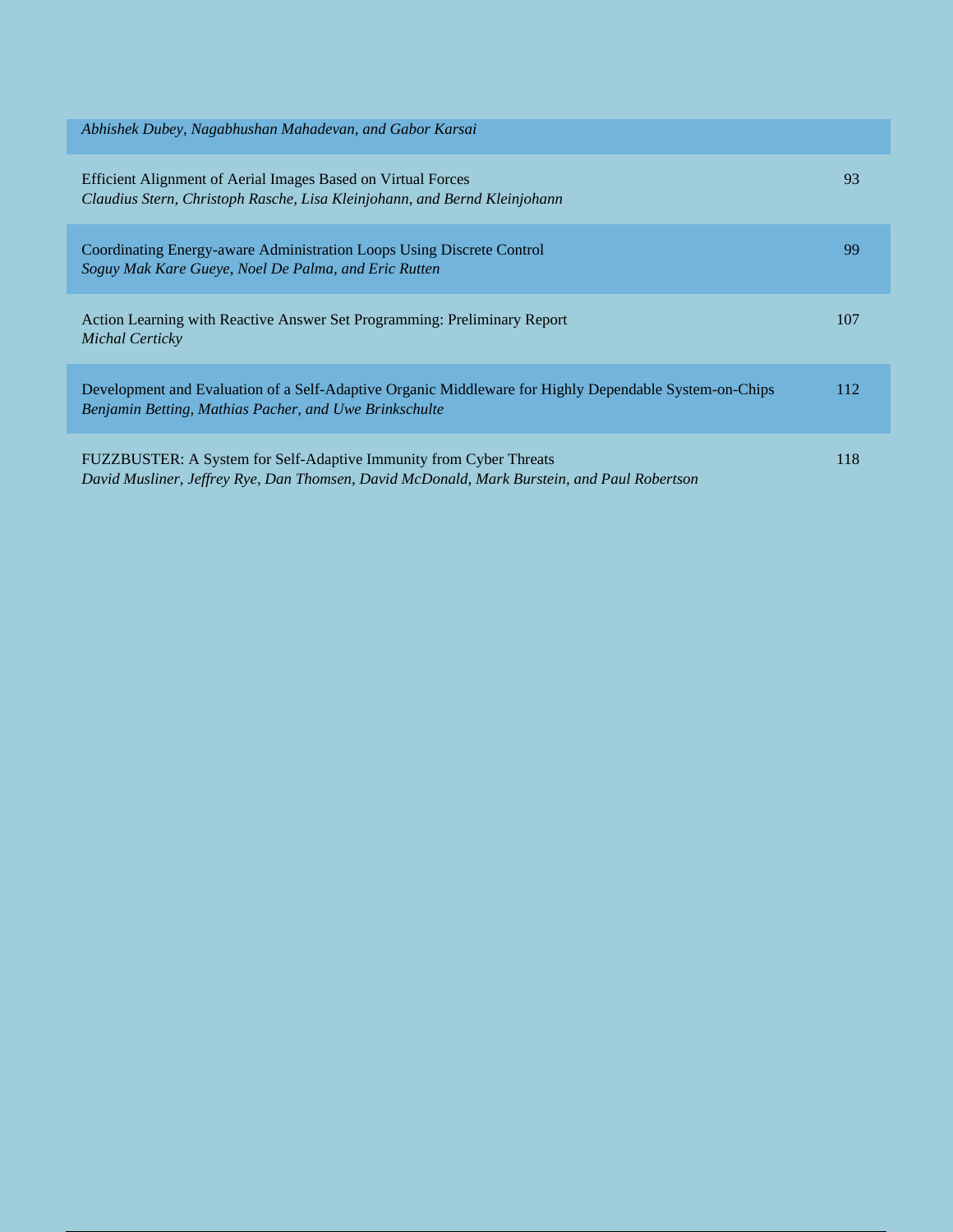*Abhishek Dubey, Nagabhushan Mahadevan, and Gabor Karsai*

Efficient Alignment of Aerial Images Based on Virtual Forces 93
*Claudius Stern, Christoph Rasche, Lisa Kleinjohann, and Bernd Kleinjohann*

Coordinating Energy-aware Administration Loops Using Discrete Control 99
*Soguy Mak Kare Gueye, Noel De Palma, and Eric Rutten*

Action Learning with Reactive Answer Set Programming: Preliminary Report 107
*Michal Certicky*

Development and Evaluation of a Self-Adaptive Organic Middleware for Highly Dependable System-on-Chips 112
*Benjamin Betting, Mathias Pacher, and Uwe Brinkschulte*

FUZZBUSTER: A System for Self-Adaptive Immunity from Cyber Threats 118
*David Musliner, Jeffrey Rye, Dan Thomsen, David McDonald, Mark Burstein, and Paul Robertson*